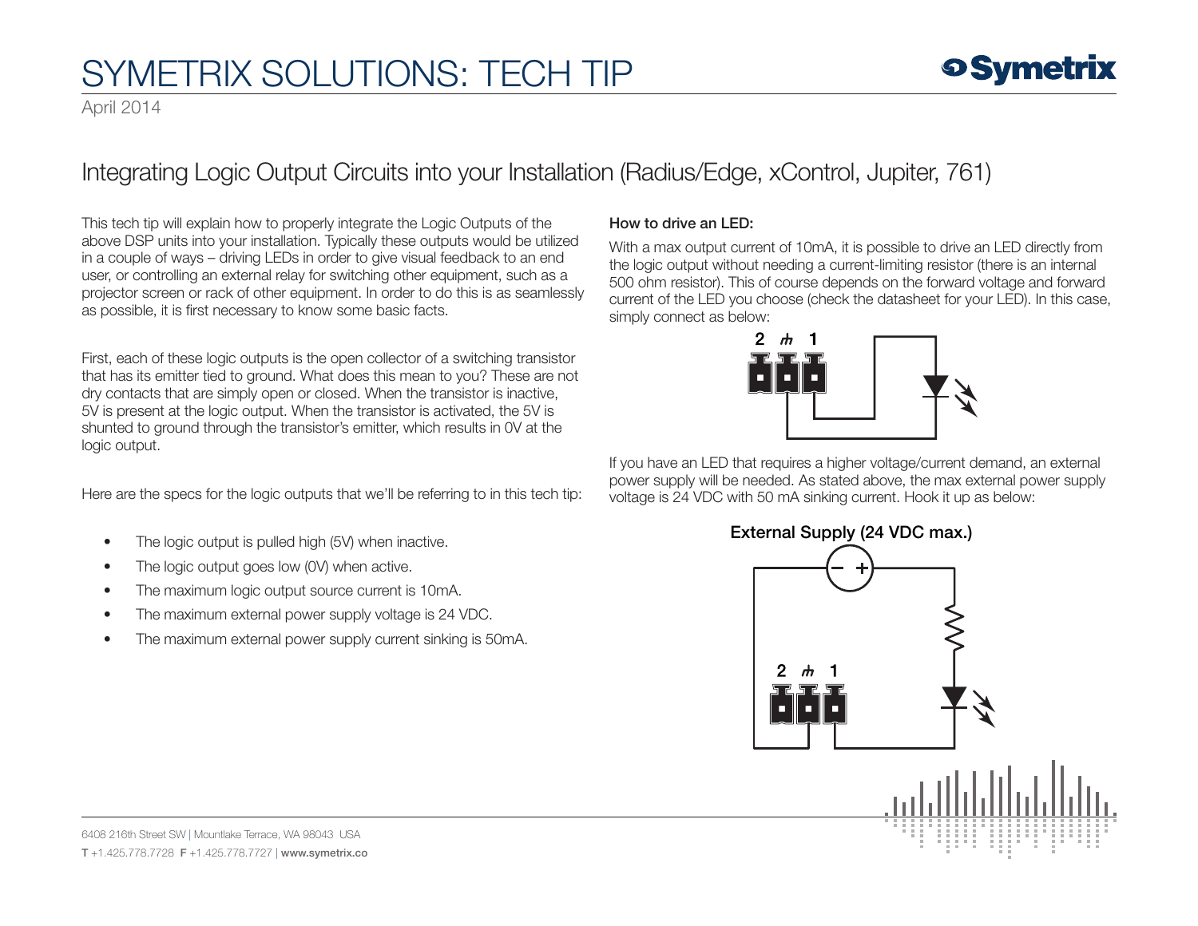# SYMETRIX SOLUTIONS: TECH TIP

April 2014

## Integrating Logic Output Circuits into your Installation (Radius/Edge, xControl, Jupiter, 761)

This tech tip will explain how to properly integrate the Logic Outputs of the above DSP units into your installation. Typically these outputs would be utilized in a couple of ways – driving LEDs in order to give visual feedback to an end user, or controlling an external relay for switching other equipment, such as a projector screen or rack of other equipment. In order to do this is as seamlessly as possible, it is first necessary to know some basic facts.

First, each of these logic outputs is the open collector of a switching transistor that has its emitter tied to ground. What does this mean to you? These are not dry contacts that are simply open or closed. When the transistor is inactive, 5V is present at the logic output. When the transistor is activated, the 5V is shunted to ground through the transistor's emitter, which results in 0V at the logic output.

Here are the specs for the logic outputs that we'll be referring to in this tech tip:

- The logic output is pulled high (5V) when inactive.
- The logic output goes low (0V) when active.
- The maximum logic output source current is 10mA.
- The maximum external power supply voltage is 24 VDC.
- The maximum external power supply current sinking is 50mA.

**How to drive an LED:**

With a max output current of 10mA, it is possible to drive an LED directly from the logic output without needing a current-limiting resistor (there is an internal 500 ohm resistor). This of course depends on the forward voltage and forward current of the LED you choose (check the datasheet for your LED). In this case, simply connect as below:

If you have an LED that requires a higher voltage/current demand, an external power supply will be needed. As stated above, the max external power supply voltage is 24 VDC with 50 mA sinking current. Hook it up as below:

**External Supply (24 VDC max.)**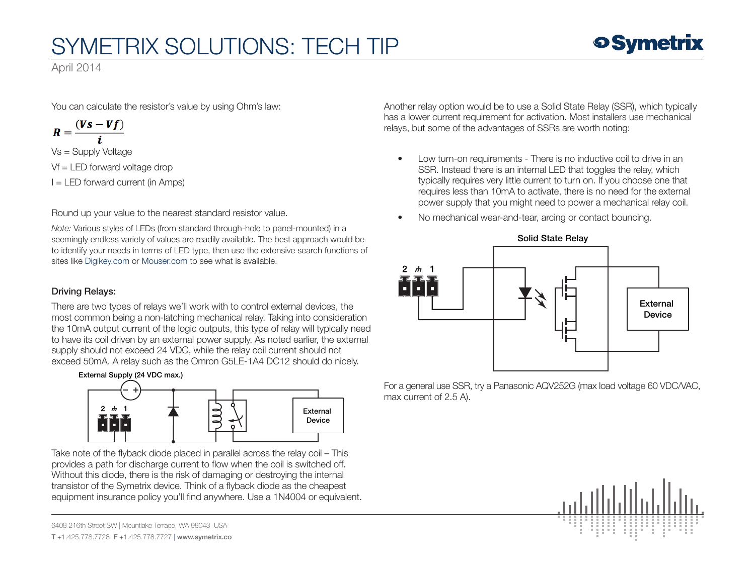You can calculate the resistor's value by using Ohm's law:

$$R = \frac{(Vs - Vf)}{i}$$

Vs = Supply Voltage

Vf = LED forward voltage drop

I = LED forward current (in Amps)

Round up your value to the nearest standard resistor value.

*Note:* Various styles of LEDs (from standard through-hole to panel-mounted) in a seemingly endless variety of values are readily available. The best approach would be to identify your needs in terms of LED type, then use the extensive search functions of sites like Digikey.com or Mouser.com to see what is available.

### Driving Relays:

There are two types of relays we'll work with to control external devices, the most common being a non-latching mechanical relay. Taking into consideration the 10mA output current of the logic outputs, this type of relay will typically need to have its coil driven by an external power supply. As noted earlier, the external supply should not exceed 24 VDC, while the relay coil current should not exceed 50mA. A relay such as the Omron G5LE-1A4 DC12 should do nicely.

External Supply (24 VDC max.)

Take note of the flyback diode placed in parallel across the relay coil – This provides a path for discharge current to flow when the coil is switched off. Without this diode, there is the risk of damaging or destroying the internal transistor of the Symetrix device. Think of a flyback diode as the cheapest equipment insurance policy you'll find anywhere. Use a 1N4004 or equivalent.

Another relay option would be to use a Solid State Relay (SSR), which typically has a lower current requirement for activation. Most installers use mechanical relays, but some of the advantages of SSRs are worth noting:

- Low turn-on requirements - There is no inductive coil to drive in an SSR. Instead there is an internal LED that toggles the relay, which typically requires very little current to turn on. If you choose one that requires less than 10mA to activate, there is no need for the external power supply that you might need to power a mechanical relay coil.
- No mechanical wear-and-tear, arcing or contact bouncing.

Solid State Relay

For a general use SSR, try a Panasonic AQV252G (max load voltage 60 VDC/VAC, max current of 2.5 A).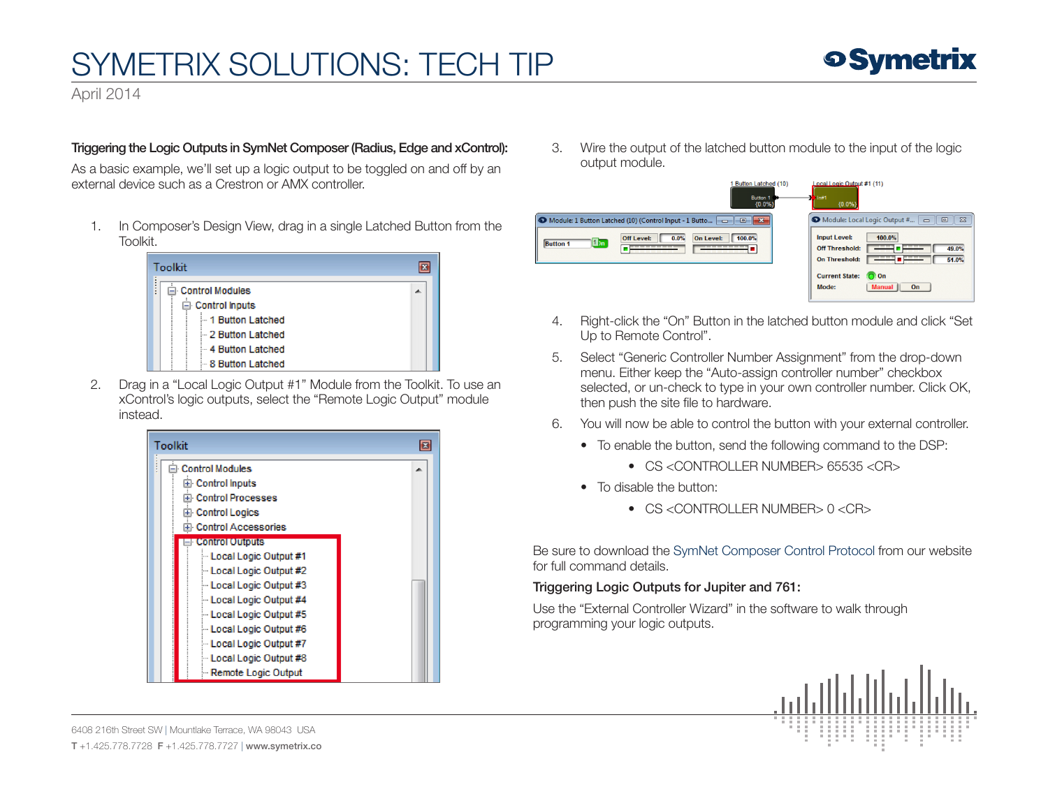# SYMETRIX SOLUTIONS: TECH TIP

April 2014

**Triggering the Logic Outputs in SymNet Composer (Radius, Edge and xControl):**

As a basic example, we'll set up a logic output to be toggled on and off by an external device such as a Crestron or AMX controller.

1. In Composer's Design View, drag in a single Latched Button from the Toolkit.
2. Drag in a "Local Logic Output #1" Module from the Toolkit. To use an xControl's logic outputs, select the "Remote Logic Output" module instead.
3. Wire the output of the latched button module to the input of the logic output module.
4. Right-click the "On" Button in the latched button module and click "Set Up to Remote Control".
5. Select "Generic Controller Number Assignment" from the drop-down menu. Either keep the "Auto-assign controller number" checkbox selected, or un-check to type in your own controller number. Click OK, then push the site file to hardware.
6. You will now be able to control the button with your external controller.
   - To enable the button, send the following command to the DSP:
     - CS <CONTROLLER NUMBER> 65535 <CR>
   - To disable the button:
     - CS <CONTROLLER NUMBER> 0 <CR>

Be sure to download the SymNet Composer Control Protocol from our website for full command details.

**Triggering Logic Outputs for Jupiter and 761:**

Use the "External Controller Wizard" in the software to walk through programming your logic outputs.

6408 216th Street SW | Mountlake Terrace, WA 98043 USA

T +1.425.778.7728 F +1.425.778.7727 | www.symetrix.co